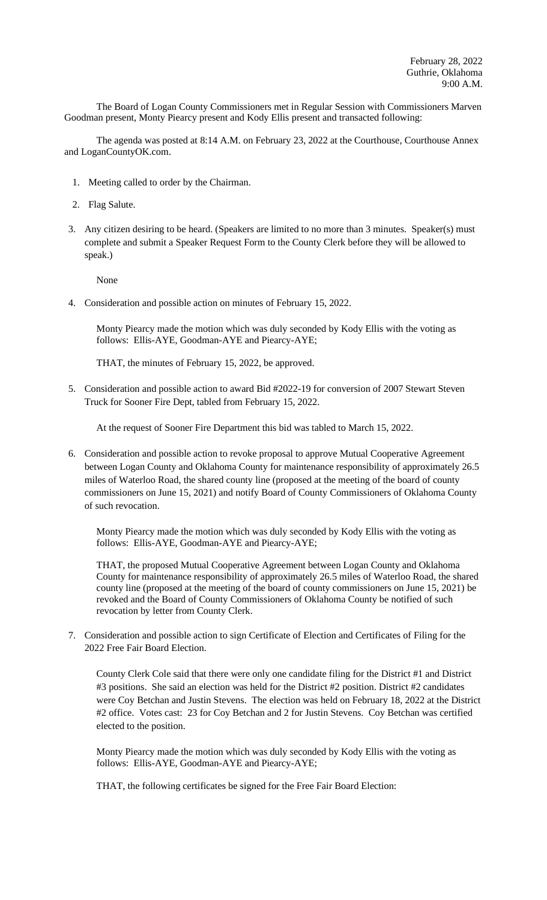February 28, 2022
Guthrie, Oklahoma
9:00 A.M.

The Board of Logan County Commissioners met in Regular Session with Commissioners Marven Goodman present, Monty Piearcy present and Kody Ellis present and transacted following:

The agenda was posted at 8:14 A.M. on February 23, 2022 at the Courthouse, Courthouse Annex and LoganCountyOK.com.

1. Meeting called to order by the Chairman.

2. Flag Salute.

3. Any citizen desiring to be heard. (Speakers are limited to no more than 3 minutes. Speaker(s) must complete and submit a Speaker Request Form to the County Clerk before they will be allowed to speak.)

   None

4. Consideration and possible action on minutes of February 15, 2022.

   Monty Piearcy made the motion which was duly seconded by Kody Ellis with the voting as follows: Ellis-AYE, Goodman-AYE and Piearcy-AYE;

   THAT, the minutes of February 15, 2022, be approved.

5. Consideration and possible action to award Bid #2022-19 for conversion of 2007 Stewart Steven Truck for Sooner Fire Dept, tabled from February 15, 2022.

   At the request of Sooner Fire Department this bid was tabled to March 15, 2022.

6. Consideration and possible action to revoke proposal to approve Mutual Cooperative Agreement between Logan County and Oklahoma County for maintenance responsibility of approximately 26.5 miles of Waterloo Road, the shared county line (proposed at the meeting of the board of county commissioners on June 15, 2021) and notify Board of County Commissioners of Oklahoma County of such revocation.

   Monty Piearcy made the motion which was duly seconded by Kody Ellis with the voting as follows: Ellis-AYE, Goodman-AYE and Piearcy-AYE;

   THAT, the proposed Mutual Cooperative Agreement between Logan County and Oklahoma County for maintenance responsibility of approximately 26.5 miles of Waterloo Road, the shared county line (proposed at the meeting of the board of county commissioners on June 15, 2021) be revoked and the Board of County Commissioners of Oklahoma County be notified of such revocation by letter from County Clerk.

7. Consideration and possible action to sign Certificate of Election and Certificates of Filing for the 2022 Free Fair Board Election.

   County Clerk Cole said that there were only one candidate filing for the District #1 and District #3 positions. She said an election was held for the District #2 position. District #2 candidates were Coy Betchan and Justin Stevens. The election was held on February 18, 2022 at the District #2 office. Votes cast: 23 for Coy Betchan and 2 for Justin Stevens. Coy Betchan was certified elected to the position.

   Monty Piearcy made the motion which was duly seconded by Kody Ellis with the voting as follows: Ellis-AYE, Goodman-AYE and Piearcy-AYE;

   THAT, the following certificates be signed for the Free Fair Board Election: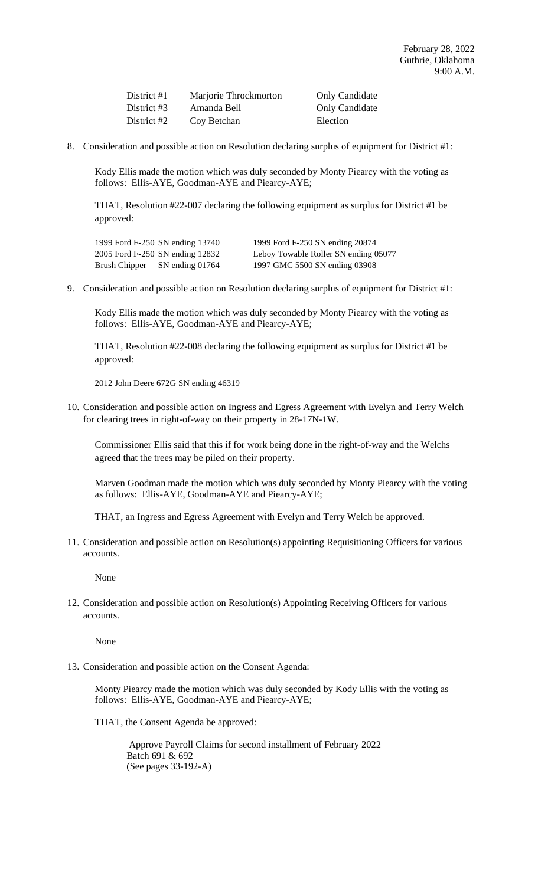February 28, 2022
Guthrie, Oklahoma
9:00 A.M.

| | | |
|---|---|---|
| District #1 | Marjorie Throckmorton | Only Candidate |
| District #3 | Amanda Bell | Only Candidate |
| District #2 | Coy Betchan | Election |

8. Consideration and possible action on Resolution declaring surplus of equipment for District #1:

   Kody Ellis made the motion which was duly seconded by Monty Piearcy with the voting as follows: Ellis-AYE, Goodman-AYE and Piearcy-AYE;

   THAT, Resolution #22-007 declaring the following equipment as surplus for District #1 be approved:

   | | |
   |---|---|
   | 1999 Ford F-250 SN ending 13740 | 1999 Ford F-250 SN ending 20874 |
   | 2005 Ford F-250 SN ending 12832 | Leboy Towable Roller SN ending 05077 |
   | Brush Chipper SN ending 01764 | 1997 GMC 5500 SN ending 03908 |

9. Consideration and possible action on Resolution declaring surplus of equipment for District #1:

   Kody Ellis made the motion which was duly seconded by Monty Piearcy with the voting as follows: Ellis-AYE, Goodman-AYE and Piearcy-AYE;

   THAT, Resolution #22-008 declaring the following equipment as surplus for District #1 be approved:

   2012 John Deere 672G SN ending 46319

10. Consideration and possible action on Ingress and Egress Agreement with Evelyn and Terry Welch for clearing trees in right-of-way on their property in 28-17N-1W.

    Commissioner Ellis said that this if for work being done in the right-of-way and the Welchs agreed that the trees may be piled on their property.

    Marven Goodman made the motion which was duly seconded by Monty Piearcy with the voting as follows: Ellis-AYE, Goodman-AYE and Piearcy-AYE;

    THAT, an Ingress and Egress Agreement with Evelyn and Terry Welch be approved.

11. Consideration and possible action on Resolution(s) appointing Requisitioning Officers for various accounts.

    None

12. Consideration and possible action on Resolution(s) Appointing Receiving Officers for various accounts.

    None

13. Consideration and possible action on the Consent Agenda:

    Monty Piearcy made the motion which was duly seconded by Kody Ellis with the voting as follows: Ellis-AYE, Goodman-AYE and Piearcy-AYE;

    THAT, the Consent Agenda be approved:

    Approve Payroll Claims for second installment of February 2022
    Batch 691 & 692
    (See pages 33-192-A)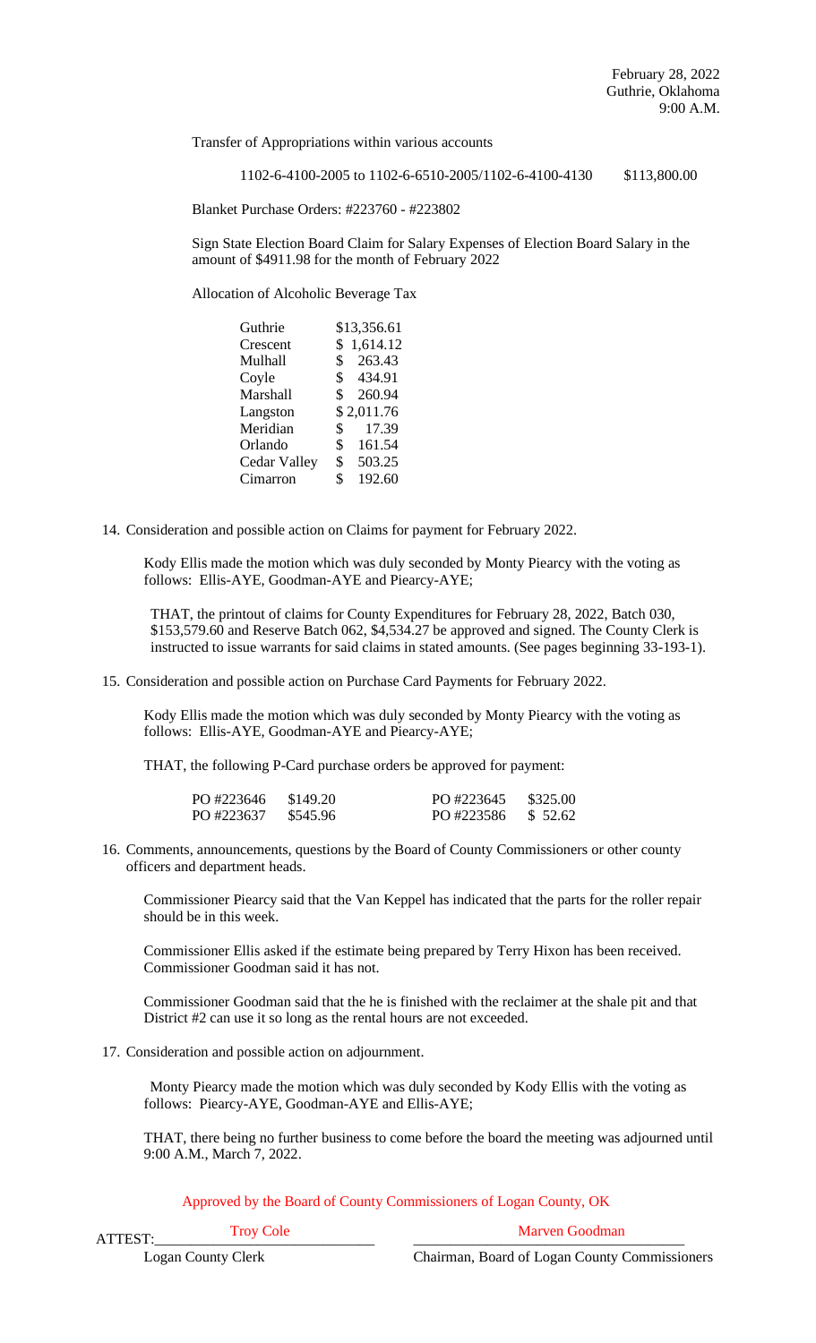February 28, 2022
Guthrie, Oklahoma
9:00 A.M.

Transfer of Appropriations within various accounts

1102-6-4100-2005 to 1102-6-6510-2005/1102-6-4100-4130 $113,800.00

Blanket Purchase Orders: #223760 - #223802

Sign State Election Board Claim for Salary Expenses of Election Board Salary in the amount of $4911.98 for the month of February 2022

Allocation of Alcoholic Beverage Tax

| | |
|---|---|
| Guthrie | $13,356.61 |
| Crescent | $ 1,614.12 |
| Mulhall | $ 263.43 |
| Coyle | $ 434.91 |
| Marshall | $ 260.94 |
| Langston | $ 2,011.76 |
| Meridian | $ 17.39 |
| Orlando | $ 161.54 |
| Cedar Valley | $ 503.25 |
| Cimarron | $ 192.60 |

14. Consideration and possible action on Claims for payment for February 2022.

Kody Ellis made the motion which was duly seconded by Monty Piearcy with the voting as follows: Ellis-AYE, Goodman-AYE and Piearcy-AYE;

THAT, the printout of claims for County Expenditures for February 28, 2022, Batch 030, $153,579.60 and Reserve Batch 062, $4,534.27 be approved and signed. The County Clerk is instructed to issue warrants for said claims in stated amounts. (See pages beginning 33-193-1).

15. Consideration and possible action on Purchase Card Payments for February 2022.

Kody Ellis made the motion which was duly seconded by Monty Piearcy with the voting as follows: Ellis-AYE, Goodman-AYE and Piearcy-AYE;

THAT, the following P-Card purchase orders be approved for payment:

| | | | |
|---|---|---|---|
| PO #223646 | $149.20 | PO #223645 | $325.00 |
| PO #223637 | $545.96 | PO #223586 | $ 52.62 |

16. Comments, announcements, questions by the Board of County Commissioners or other county officers and department heads.

Commissioner Piearcy said that the Van Keppel has indicated that the parts for the roller repair should be in this week.

Commissioner Ellis asked if the estimate being prepared by Terry Hixon has been received. Commissioner Goodman said it has not.

Commissioner Goodman said that the he is finished with the reclaimer at the shale pit and that District #2 can use it so long as the rental hours are not exceeded.

17. Consideration and possible action on adjournment.

Monty Piearcy made the motion which was duly seconded by Kody Ellis with the voting as follows: Piearcy-AYE, Goodman-AYE and Ellis-AYE;

THAT, there being no further business to come before the board the meeting was adjourned until 9:00 A.M., March 7, 2022.

Approved by the Board of County Commissioners of Logan County, OK

ATTEST: Troy Cole
Logan County Clerk

Marven Goodman
Chairman, Board of Logan County Commissioners